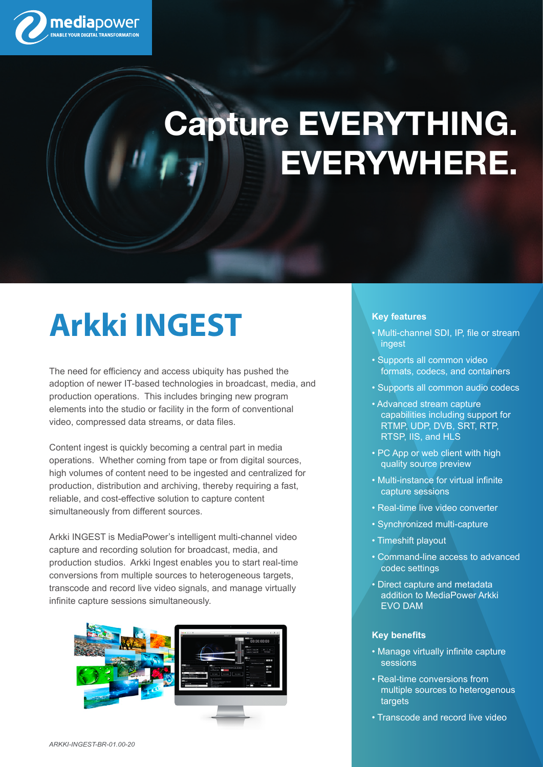mediapower
ENABLE YOUR DIGITAL TRANSFORMATION

# Capture EVERYTHING. EVERYWHERE.

## Arkki INGEST

The need for efficiency and access ubiquity has pushed the adoption of newer IT-based technologies in broadcast, media, and production operations. This includes bringing new program elements into the studio or facility in the form of conventional video, compressed data streams, or data files.

Content ingest is quickly becoming a central part in media operations. Whether coming from tape or from digital sources, high volumes of content need to be ingested and centralized for production, distribution and archiving, thereby requiring a fast, reliable, and cost-effective solution to capture content simultaneously from different sources.

Arkki INGEST is MediaPower's intelligent multi-channel video capture and recording solution for broadcast, media, and production studios. Arkki Ingest enables you to start real-time conversions from multiple sources to heterogeneous targets, transcode and record live video signals, and manage virtually infinite capture sessions simultaneously.

*ARKKI-INGEST-BR-01.00-20*

### Key features

- Multi-channel SDI, IP, file or stream ingest
- Supports all common video formats, codecs, and containers
- Supports all common audio codecs
- Advanced stream capture capabilities including support for RTMP, UDP, DVB, SRT, RTP, RTSP, IIS, and HLS
- PC App or web client with high quality source preview
- Multi-instance for virtual infinite capture sessions
- Real-time live video converter
- Synchronized multi-capture
- Timeshift playout
- Command-line access to advanced codec settings
- Direct capture and metadata addition to MediaPower Arkki EVO DAM

### Key benefits

- Manage virtually infinite capture sessions
- Real-time conversions from multiple sources to heterogenous targets
- Transcode and record live video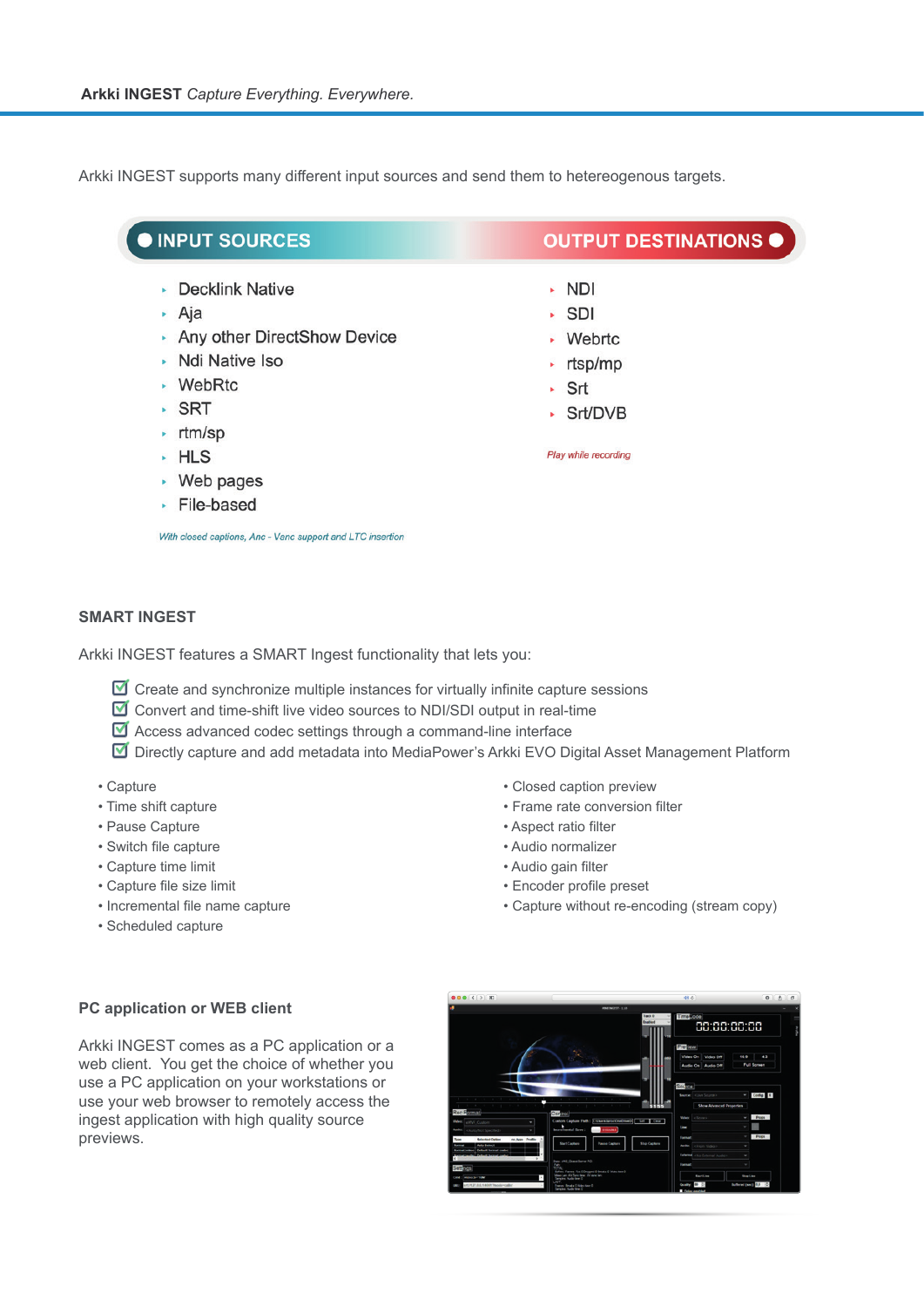Arkki INGEST supports many different input sources and send them to hetereogenous targets.

## INPUT SOURCES

- Decklink Native
- Aja
- Any other DirectShow Device
- Ndi Native Iso
- WebRtc
- SRT
- rtm/sp
- HLS
- Web pages
- File-based

*With closed captions, Anc - Venc support and LTC insertion*

## OUTPUT DESTINATIONS

- NDI
- SDI
- Webrtc
- rtsp/mp
- Srt
- Srt/DVB

*Play while recording*

## SMART INGEST

Arkki INGEST features a SMART Ingest functionality that lets you:

- ☑ Create and synchronize multiple instances for virtually infinite capture sessions
- ☑ Convert and time-shift live video sources to NDI/SDI output in real-time
- ☑ Access advanced codec settings through a command-line interface
- ☑ Directly capture and add metadata into MediaPower's Arkki EVO Digital Asset Management Platform

- Capture
- Time shift capture
- Pause Capture
- Switch file capture
- Capture time limit
- Capture file size limit
- Incremental file name capture
- Scheduled capture
- Closed caption preview
- Frame rate conversion filter
- Aspect ratio filter
- Audio normalizer
- Audio gain filter
- Encoder profile preset
- Capture without re-encoding (stream copy)

## PC application or WEB client

Arkki INGEST comes as a PC application or a web client. You get the choice of whether you use a PC application on your workstations or use your web browser to remotely access the ingest application with high quality source previews.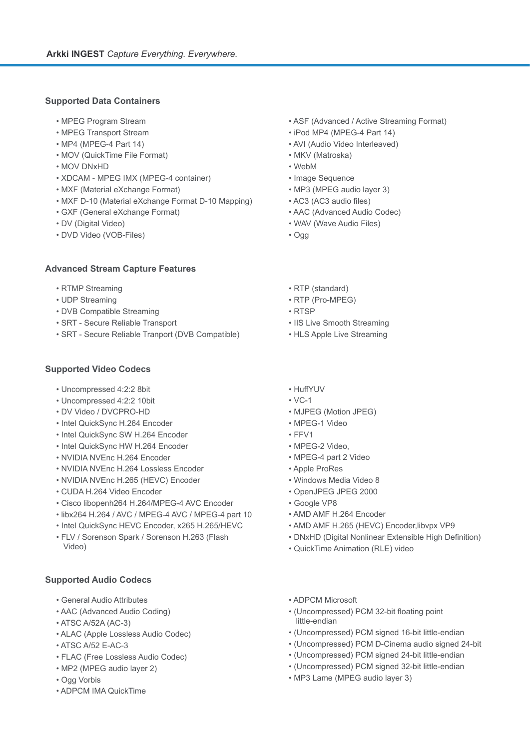## Supported Data Containers

- MPEG Program Stream
- MPEG Transport Stream
- MP4 (MPEG-4 Part 14)
- MOV (QuickTime File Format)
- MOV DNxHD
- XDCAM - MPEG IMX (MPEG-4 container)
- MXF (Material eXchange Format)
- MXF D-10 (Material eXchange Format D-10 Mapping)
- GXF (General eXchange Format)
- DV (Digital Video)
- DVD Video (VOB-Files)
- ASF (Advanced / Active Streaming Format)
- iPod MP4 (MPEG-4 Part 14)
- AVI (Audio Video Interleaved)
- MKV (Matroska)
- WebM
- Image Sequence
- MP3 (MPEG audio layer 3)
- AC3 (AC3 audio files)
- AAC (Advanced Audio Codec)
- WAV (Wave Audio Files)
- Ogg

## Advanced Stream Capture Features

- RTMP Streaming
- UDP Streaming
- DVB Compatible Streaming
- SRT - Secure Reliable Transport
- SRT - Secure Reliable Tranport (DVB Compatible)
- RTP (standard)
- RTP (Pro-MPEG)
- RTSP
- IIS Live Smooth Streaming
- HLS Apple Live Streaming

## Supported Video Codecs

- Uncompressed 4:2:2 8bit
- Uncompressed 4:2:2 10bit
- DV Video / DVCPRO-HD
- Intel QuickSync H.264 Encoder
- Intel QuickSync SW H.264 Encoder
- Intel QuickSync HW H.264 Encoder
- NVIDIA NVEnc H.264 Encoder
- NVIDIA NVEnc H.264 Lossless Encoder
- NVIDIA NVEnc H.265 (HEVC) Encoder
- CUDA H.264 Video Encoder
- Cisco libopenh264 H.264/MPEG-4 AVC Encoder
- libx264 H.264 / AVC / MPEG-4 AVC / MPEG-4 part 10
- Intel QuickSync HEVC Encoder, x265 H.265/HEVC
- FLV / Sorenson Spark / Sorenson H.263 (Flash Video)
- HuffYUV
- VC-1
- MJPEG (Motion JPEG)
- MPEG-1 Video
- FFV1
- MPEG-2 Video,
- MPEG-4 part 2 Video
- Apple ProRes
- Windows Media Video 8
- OpenJPEG JPEG 2000
- Google VP8
- AMD AMF H.264 Encoder
- AMD AMF H.265 (HEVC) Encoder,libvpx VP9
- DNxHD (Digital Nonlinear Extensible High Definition)
- QuickTime Animation (RLE) video

## Supported Audio Codecs

- General Audio Attributes
- AAC (Advanced Audio Coding)
- ATSC A/52A (AC-3)
- ALAC (Apple Lossless Audio Codec)
- ATSC A/52 E-AC-3
- FLAC (Free Lossless Audio Codec)
- MP2 (MPEG audio layer 2)
- Ogg Vorbis
- ADPCM IMA QuickTime
- ADPCM Microsoft
- (Uncompressed) PCM 32-bit floating point little-endian
- (Uncompressed) PCM signed 16-bit little-endian
- (Uncompressed) PCM D-Cinema audio signed 24-bit
- (Uncompressed) PCM signed 24-bit little-endian
- (Uncompressed) PCM signed 32-bit little-endian
- MP3 Lame (MPEG audio layer 3)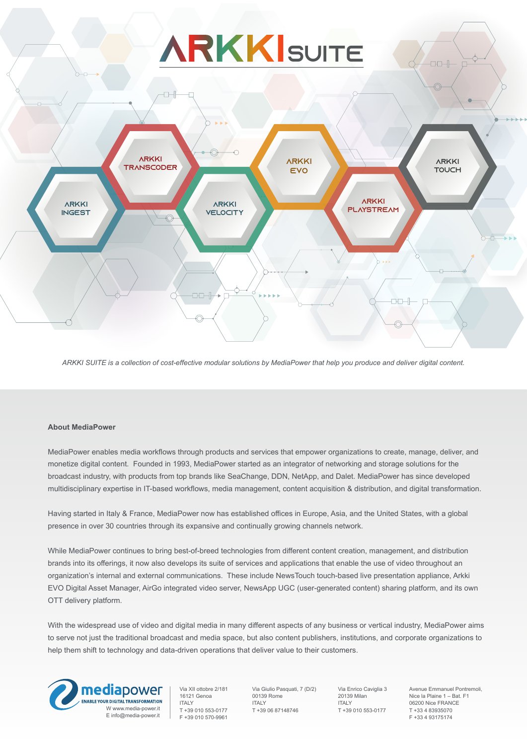# ARKKI SUITE

ARKKI TRANSCODER

ARKKI EVO

ARKKI TOUCH

ARKKI INGEST

ARKKI VELOCITY

ARKKI PLAYSTREAM

*ARKKI SUITE is a collection of cost-effective modular solutions by MediaPower that help you produce and deliver digital content.*

**About MediaPower**

MediaPower enables media workflows through products and services that empower organizations to create, manage, deliver, and monetize digital content. Founded in 1993, MediaPower started as an integrator of networking and storage solutions for the broadcast industry, with products from top brands like SeaChange, DDN, NetApp, and Dalet. MediaPower has since developed multidisciplinary expertise in IT-based workflows, media management, content acquisition & distribution, and digital transformation.

Having started in Italy & France, MediaPower now has established offices in Europe, Asia, and the United States, with a global presence in over 30 countries through its expansive and continually growing channels network.

While MediaPower continues to bring best-of-breed technologies from different content creation, management, and distribution brands into its offerings, it now also develops its suite of services and applications that enable the use of video throughout an organization's internal and external communications. These include NewsTouch touch-based live presentation appliance, Arkki EVO Digital Asset Manager, AirGo integrated video server, NewsApp UGC (user-generated content) sharing platform, and its own OTT delivery platform.

With the widespread use of video and digital media in many different aspects of any business or vertical industry, MediaPower aims to serve not just the traditional broadcast and media space, but also content publishers, institutions, and corporate organizations to help them shift to technology and data-driven operations that deliver value to their customers.

mediapower
ENABLE YOUR DIGITAL TRANSFORMATION
W www.media-power.it
E info@media-power.it

Via XII ottobre 2/181
16121 Genoa
ITALY
T +39 010 553-0177
F +39 010 570-9961

Via Giulio Pasquati, 7 (D/2)
00139 Rome
ITALY
T +39 06 87148746

Via Enrico Caviglia 3
20139 Milan
ITALY
T +39 010 553-0177

Avenue Emmanuel Pontremoli,
Nice la Plaine 1 – Bat. F1
06200 Nice FRANCE
T +33 4 83935070
F +33 4 93175174